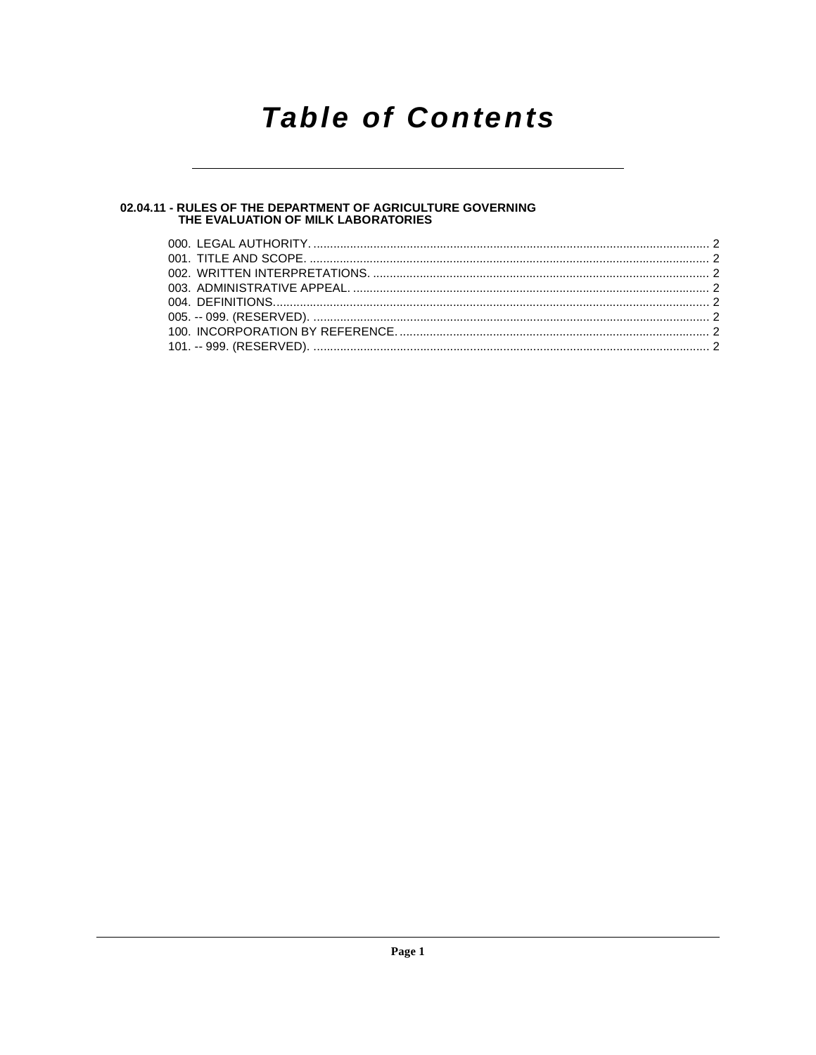# Table of Contents

**02.04.11 - RULES OF THE DEPARTMENT OF AGRICULTURE GOVERNING THE EVALUATION OF MILK LABORATORIES**

000. LEGAL AUTHORITY. ..................................................................................................................... 2
001. TITLE AND SCOPE. ...................................................................................................................... 2
002. WRITTEN INTERPRETATIONS. ................................................................................................... 2
003. ADMINISTRATIVE APPEAL. ......................................................................................................... 2
004. DEFINITIONS................................................................................................................................. 2
005. -- 099. (RESERVED). ..................................................................................................................... 2
100. INCORPORATION BY REFERENCE. ........................................................................................... 2
101. -- 999. (RESERVED). ..................................................................................................................... 2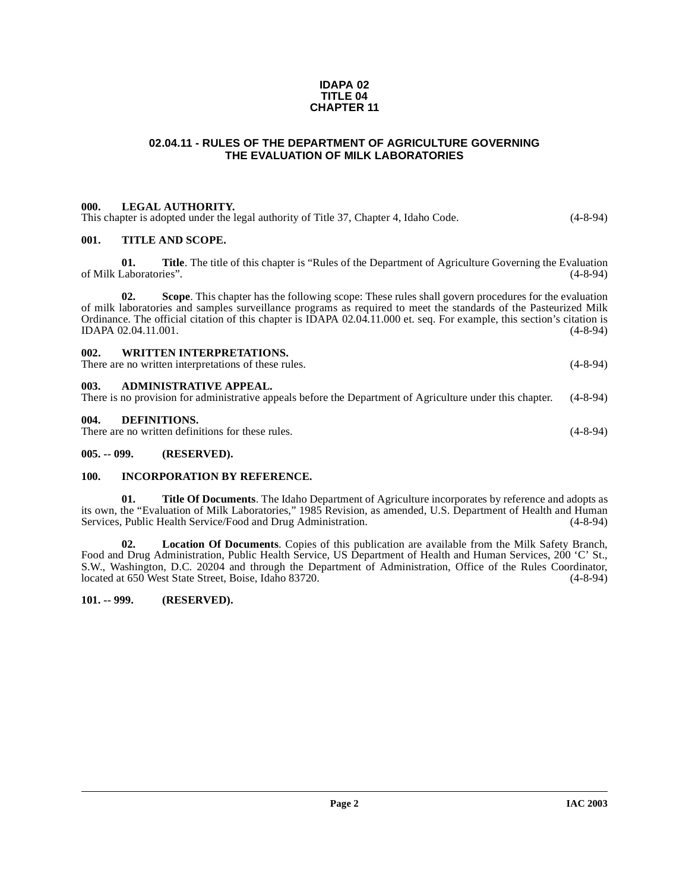**IDAPA 02**
**TITLE 04**
**CHAPTER 11**

## 02.04.11 - RULES OF THE DEPARTMENT OF AGRICULTURE GOVERNING THE EVALUATION OF MILK LABORATORIES

### 000. LEGAL AUTHORITY.

This chapter is adopted under the legal authority of Title 37, Chapter 4, Idaho Code. (4-8-94)

### 001. TITLE AND SCOPE.

**01. Title**. The title of this chapter is "Rules of the Department of Agriculture Governing the Evaluation of Milk Laboratories". (4-8-94)

**02. Scope**. This chapter has the following scope: These rules shall govern procedures for the evaluation of milk laboratories and samples surveillance programs as required to meet the standards of the Pasteurized Milk Ordinance. The official citation of this chapter is IDAPA 02.04.11.000 et. seq. For example, this section's citation is IDAPA 02.04.11.001. (4-8-94)

### 002. WRITTEN INTERPRETATIONS.

There are no written interpretations of these rules. (4-8-94)

### 003. ADMINISTRATIVE APPEAL.

There is no provision for administrative appeals before the Department of Agriculture under this chapter. (4-8-94)

### 004. DEFINITIONS.

There are no written definitions for these rules. (4-8-94)

### 005. -- 099. (RESERVED).

### 100. INCORPORATION BY REFERENCE.

**01. Title Of Documents**. The Idaho Department of Agriculture incorporates by reference and adopts as its own, the "Evaluation of Milk Laboratories," 1985 Revision, as amended, U.S. Department of Health and Human Services, Public Health Service/Food and Drug Administration. (4-8-94)

**02. Location Of Documents**. Copies of this publication are available from the Milk Safety Branch, Food and Drug Administration, Public Health Service, US Department of Health and Human Services, 200 'C' St., S.W., Washington, D.C. 20204 and through the Department of Administration, Office of the Rules Coordinator, located at 650 West State Street, Boise, Idaho 83720. (4-8-94)

### 101. -- 999. (RESERVED).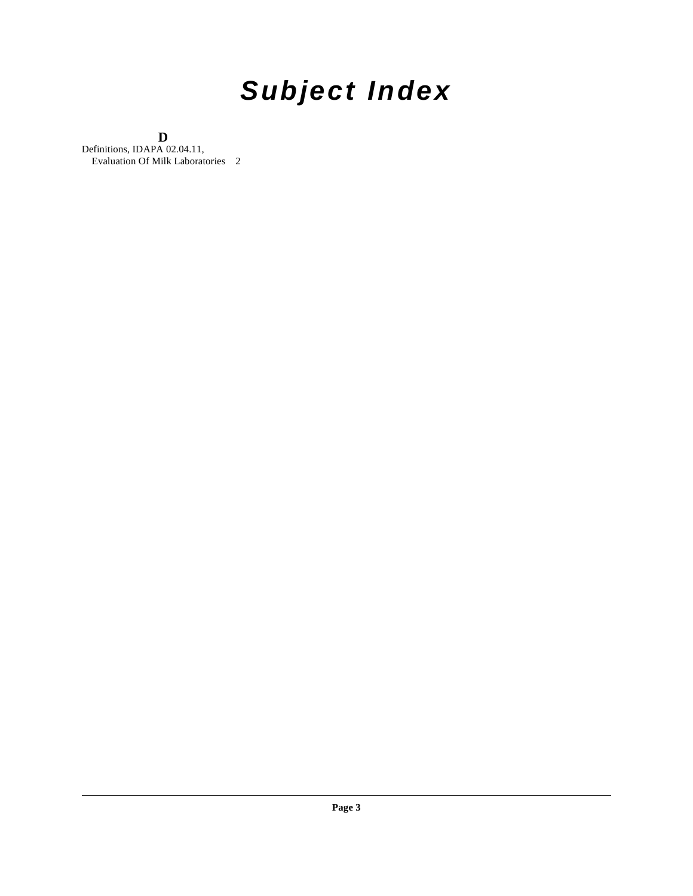# Subject Index

**D**

Definitions, IDAPA 02.04.11,
Evaluation Of Milk Laboratories 2